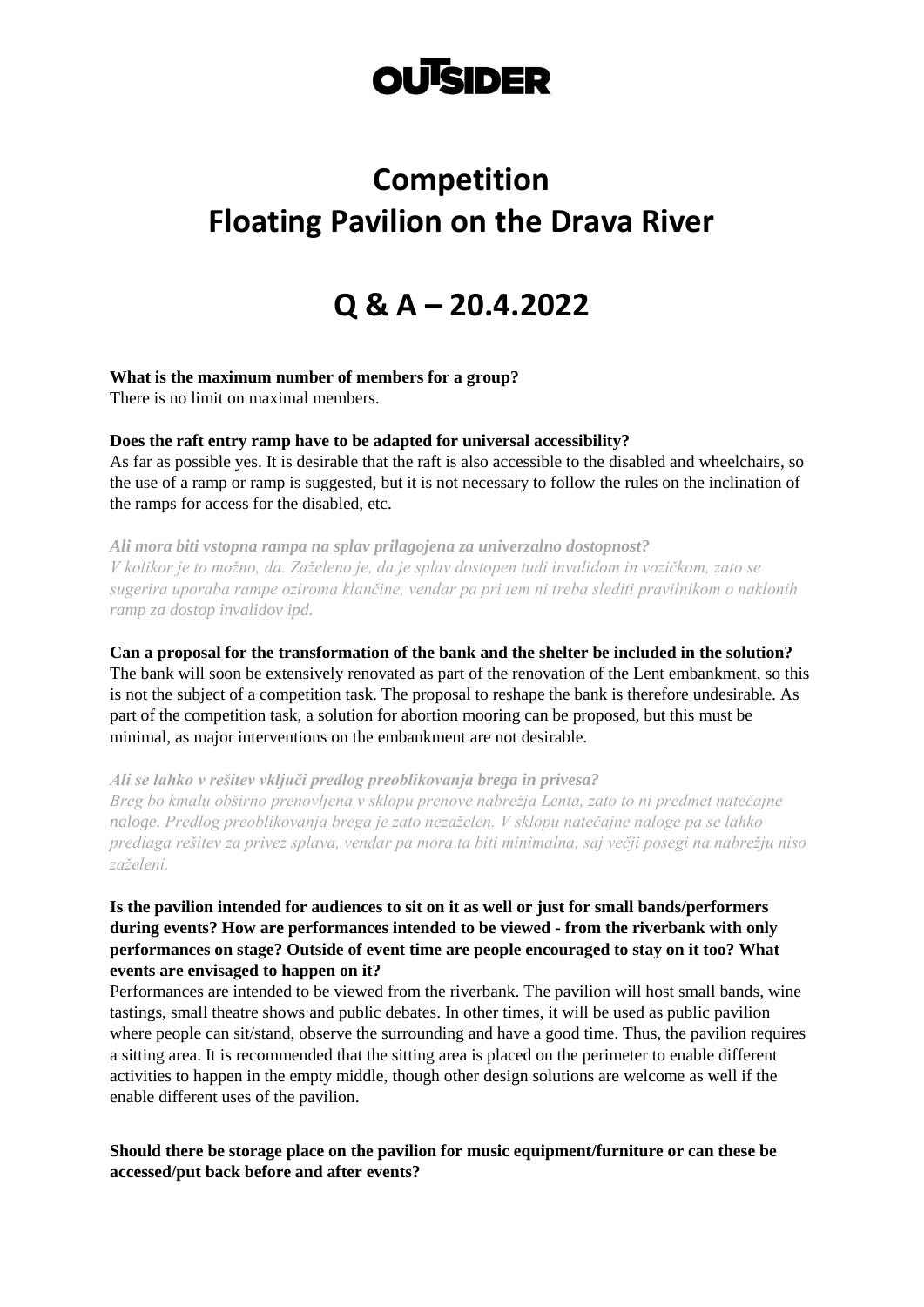**OUTSIDER**

# Competition
# Floating Pavilion on the Drava River

# Q & A – 20.4.2022

**What is the maximum number of members for a group?**
There is no limit on maximal members.

**Does the raft entry ramp have to be adapted for universal accessibility?**
As far as possible yes. It is desirable that the raft is also accessible to the disabled and wheelchairs, so the use of a ramp or ramp is suggested, but it is not necessary to follow the rules on the inclination of the ramps for access for the disabled, etc.

***Ali mora biti vstopna rampa na splav prilagojena za univerzalno dostopnost?***
*V kolikor je to možno, da. Zaželeno je, da je splav dostopen tudi invalidom in vozičkom, zato se sugerira uporaba rampe oziroma klančine, vendar pa pri tem ni treba slediti pravilnikom o naklonih ramp za dostop invalidov ipd.*

**Can a proposal for the transformation of the bank and the shelter be included in the solution?**
The bank will soon be extensively renovated as part of the renovation of the Lent embankment, so this is not the subject of a competition task. The proposal to reshape the bank is therefore undesirable. As part of the competition task, a solution for abortion mooring can be proposed, but this must be minimal, as major interventions on the embankment are not desirable.

***Ali se lahko v rešitev vključi predlog preoblikovanja brega in privesa?***
*Breg bo kmalu obširno prenovljena v sklopu prenove nabrežja Lenta, zato to ni predmet natečajne naloge. Predlog preoblikovanja brega je zato nezaželen. V sklopu natečajne naloge pa se lahko predlaga rešitev za privez splava, vendar pa mora ta biti minimalna, saj večji posegi na nabrežju niso zaželeni.*

**Is the pavilion intended for audiences to sit on it as well or just for small bands/performers during events? How are performances intended to be viewed - from the riverbank with only performances on stage? Outside of event time are people encouraged to stay on it too? What events are envisaged to happen on it?**
Performances are intended to be viewed from the riverbank. The pavilion will host small bands, wine tastings, small theatre shows and public debates. In other times, it will be used as public pavilion where people can sit/stand, observe the surrounding and have a good time. Thus, the pavilion requires a sitting area. It is recommended that the sitting area is placed on the perimeter to enable different activities to happen in the empty middle, though other design solutions are welcome as well if the enable different uses of the pavilion.

**Should there be storage place on the pavilion for music equipment/furniture or can these be accessed/put back before and after events?**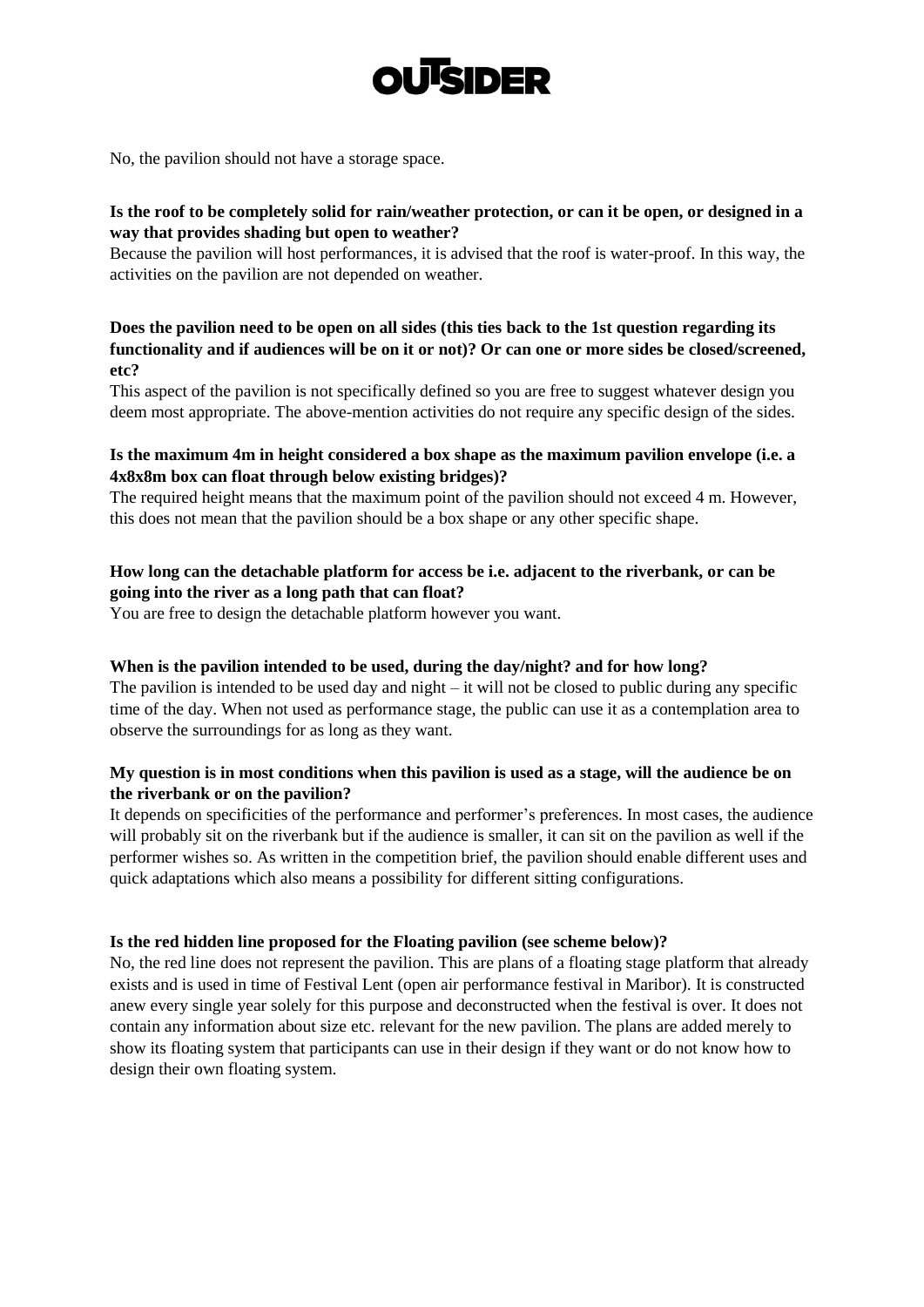No, the pavilion should not have a storage space.

**Is the roof to be completely solid for rain/weather protection, or can it be open, or designed in a way that provides shading but open to weather?**

Because the pavilion will host performances, it is advised that the roof is water-proof. In this way, the activities on the pavilion are not depended on weather.

**Does the pavilion need to be open on all sides (this ties back to the 1st question regarding its functionality and if audiences will be on it or not)? Or can one or more sides be closed/screened, etc?**

This aspect of the pavilion is not specifically defined so you are free to suggest whatever design you deem most appropriate. The above-mention activities do not require any specific design of the sides.

**Is the maximum 4m in height considered a box shape as the maximum pavilion envelope (i.e. a 4x8x8m box can float through below existing bridges)?**

The required height means that the maximum point of the pavilion should not exceed 4 m. However, this does not mean that the pavilion should be a box shape or any other specific shape.

**How long can the detachable platform for access be i.e. adjacent to the riverbank, or can be going into the river as a long path that can float?**

You are free to design the detachable platform however you want.

**When is the pavilion intended to be used, during the day/night? and for how long?**

The pavilion is intended to be used day and night – it will not be closed to public during any specific time of the day. When not used as performance stage, the public can use it as a contemplation area to observe the surroundings for as long as they want.

**My question is in most conditions when this pavilion is used as a stage, will the audience be on the riverbank or on the pavilion?**

It depends on specificities of the performance and performer's preferences. In most cases, the audience will probably sit on the riverbank but if the audience is smaller, it can sit on the pavilion as well if the performer wishes so. As written in the competition brief, the pavilion should enable different uses and quick adaptations which also means a possibility for different sitting configurations.

**Is the red hidden line proposed for the Floating pavilion (see scheme below)?**

No, the red line does not represent the pavilion. This are plans of a floating stage platform that already exists and is used in time of Festival Lent (open air performance festival in Maribor). It is constructed anew every single year solely for this purpose and deconstructed when the festival is over. It does not contain any information about size etc. relevant for the new pavilion. The plans are added merely to show its floating system that participants can use in their design if they want or do not know how to design their own floating system.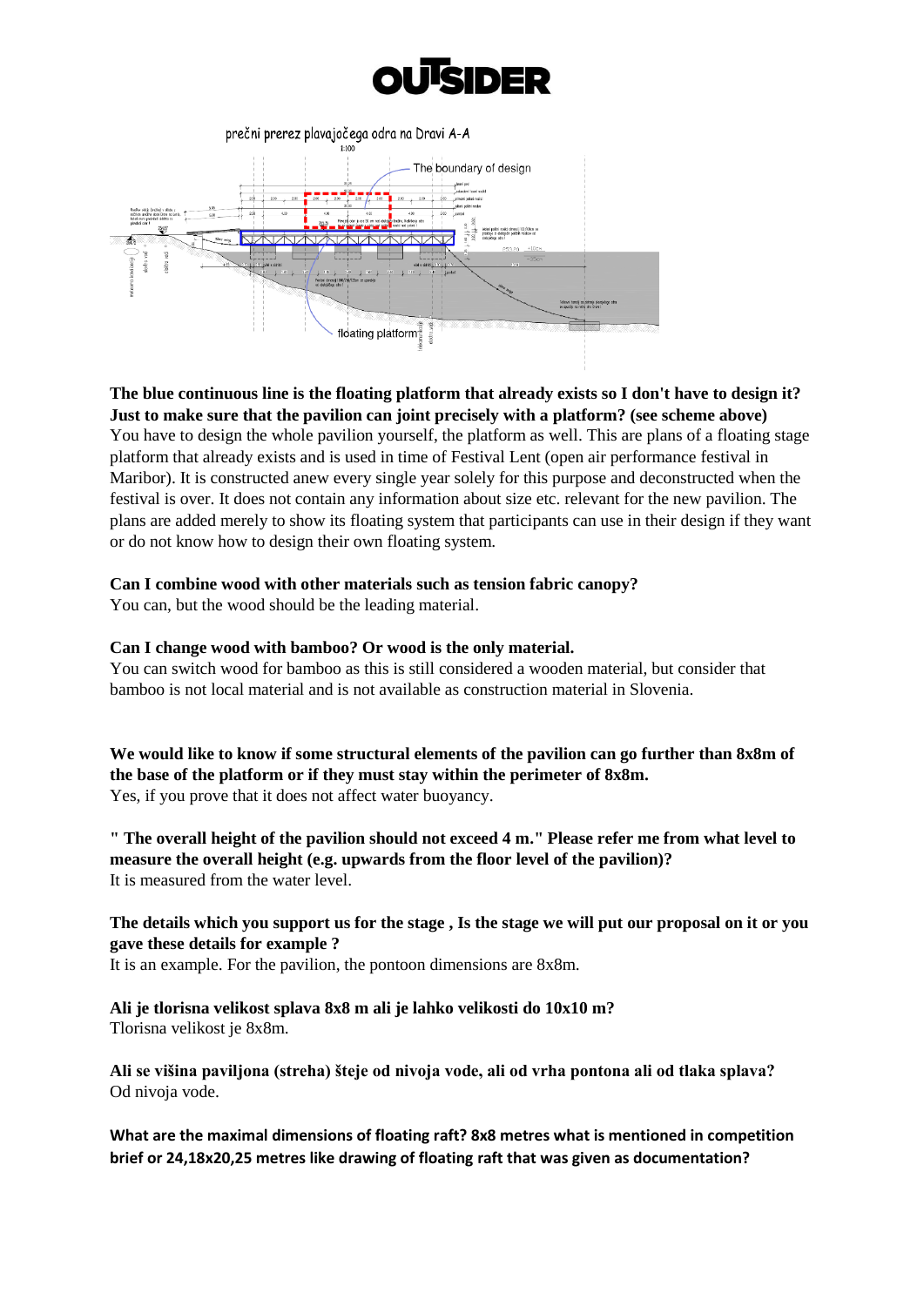# OUTSIDER

prečni prerez plavajočega odra na Dravi A-A

1:100

The boundary of design

floating platform

**The blue continuous line is the floating platform that already exists so I don't have to design it? Just to make sure that the pavilion can joint precisely with a platform? (see scheme above)**
You have to design the whole pavilion yourself, the platform as well. This are plans of a floating stage platform that already exists and is used in time of Festival Lent (open air performance festival in Maribor). It is constructed anew every single year solely for this purpose and deconstructed when the festival is over. It does not contain any information about size etc. relevant for the new pavilion. The plans are added merely to show its floating system that participants can use in their design if they want or do not know how to design their own floating system.

**Can I combine wood with other materials such as tension fabric canopy?**
You can, but the wood should be the leading material.

**Can I change wood with bamboo? Or wood is the only material.**
You can switch wood for bamboo as this is still considered a wooden material, but consider that bamboo is not local material and is not available as construction material in Slovenia.

**We would like to know if some structural elements of the pavilion can go further than 8x8m of the base of the platform or if they must stay within the perimeter of 8x8m.**
Yes, if you prove that it does not affect water buoyancy.

**" The overall height of the pavilion should not exceed 4 m." Please refer me from what level to measure the overall height (e.g. upwards from the floor level of the pavilion)?**
It is measured from the water level.

**The details which you support us for the stage , Is the stage we will put our proposal on it or you gave these details for example ?**
It is an example. For the pavilion, the pontoon dimensions are 8x8m.

**Ali je tlorisna velikost splava 8x8 m ali je lahko velikosti do 10x10 m?**
Tlorisna velikost je 8x8m.

**Ali se višina paviljona (streha) šteje od nivoja vode, ali od vrha pontona ali od tlaka splava?**
Od nivoja vode.

**What are the maximal dimensions of floating raft? 8x8 metres what is mentioned in competition brief or 24,18x20,25 metres like drawing of floating raft that was given as documentation?**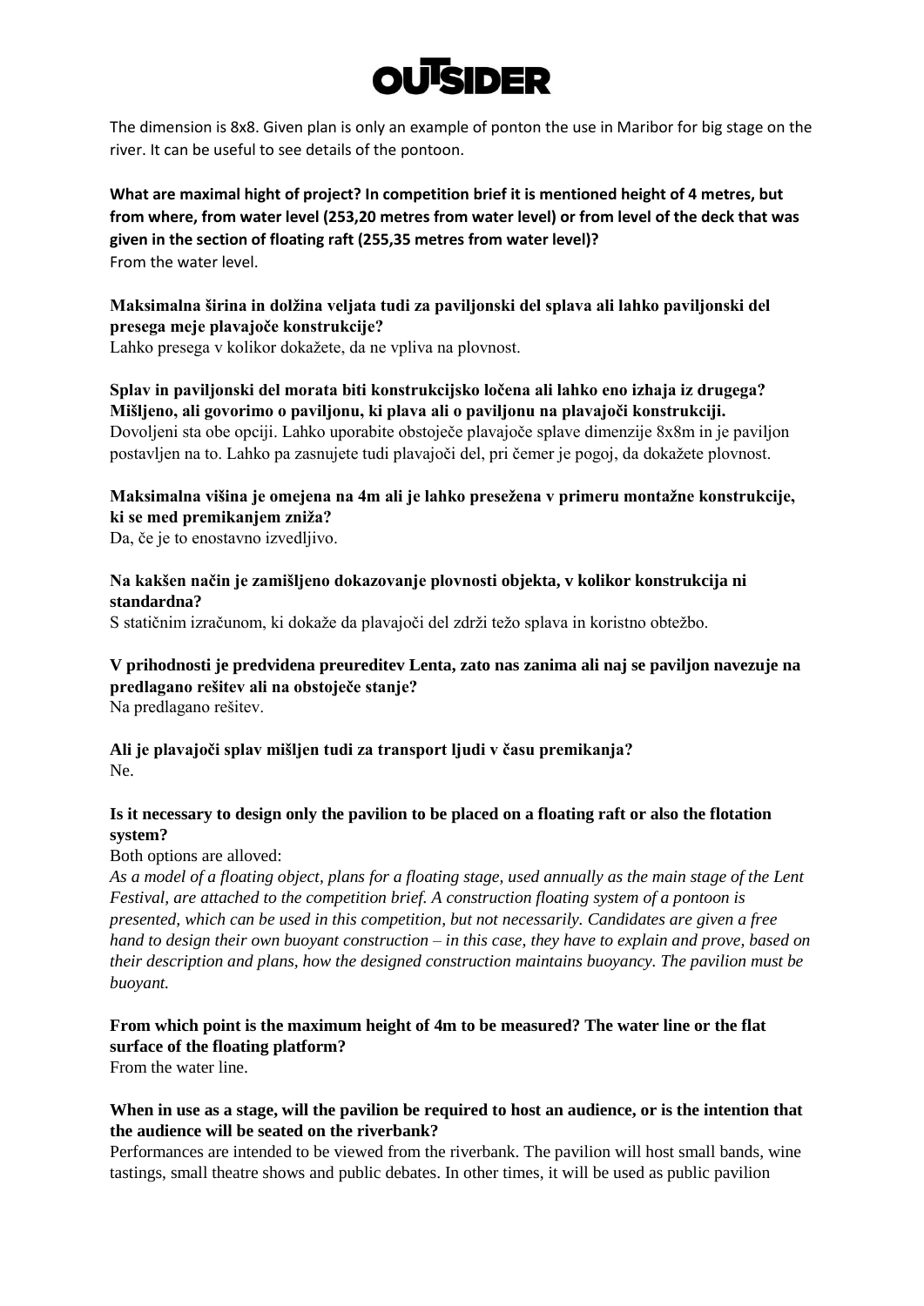The dimension is 8x8. Given plan is only an example of ponton the use in Maribor for big stage on the river. It can be useful to see details of the pontoon.

**What are maximal hight of project? In competition brief it is mentioned height of 4 metres, but from where, from water level (253,20 metres from water level) or from level of the deck that was given in the section of floating raft (255,35 metres from water level)?**
From the water level.

**Maksimalna širina in dolžina veljata tudi za paviljonski del splava ali lahko paviljonski del presega meje plavajoče konstrukcije?**
Lahko presega v kolikor dokažete, da ne vpliva na plovnost.

**Splav in paviljonski del morata biti konstrukcijsko ločena ali lahko eno izhaja iz drugega? Mišljeno, ali govorimo o paviljonu, ki plava ali o paviljonu na plavajoči konstrukciji.**
Dovoljeni sta obe opciji. Lahko uporabite obstoječe plavajoče splave dimenzije 8x8m in je paviljon postavljen na to. Lahko pa zasnujete tudi plavajoči del, pri čemer je pogoj, da dokažete plovnost.

**Maksimalna višina je omejena na 4m ali je lahko presežena v primeru montažne konstrukcije, ki se med premikanjem zniža?**
Da, če je to enostavno izvedljivo.

**Na kakšen način je zamišljeno dokazovanje plovnosti objekta, v kolikor konstrukcija ni standardna?**
S statičnim izračunom, ki dokaže da plavajoči del zdrži težo splava in koristno obtežbo.

**V prihodnosti je predvidena preureditev Lenta, zato nas zanima ali naj se paviljon navezuje na predlagano rešitev ali na obstoječe stanje?**
Na predlagano rešitev.

**Ali je plavajoči splav mišljen tudi za transport ljudi v času premikanja?**
Ne.

**Is it necessary to design only the pavilion to be placed on a floating raft or also the flotation system?**
Both options are alloved:
*As a model of a floating object, plans for a floating stage, used annually as the main stage of the Lent Festival, are attached to the competition brief. A construction floating system of a pontoon is presented, which can be used in this competition, but not necessarily. Candidates are given a free hand to design their own buoyant construction – in this case, they have to explain and prove, based on their description and plans, how the designed construction maintains buoyancy. The pavilion must be buoyant.*

**From which point is the maximum height of 4m to be measured? The water line or the flat surface of the floating platform?**
From the water line.

**When in use as a stage, will the pavilion be required to host an audience, or is the intention that the audience will be seated on the riverbank?**
Performances are intended to be viewed from the riverbank. The pavilion will host small bands, wine tastings, small theatre shows and public debates. In other times, it will be used as public pavilion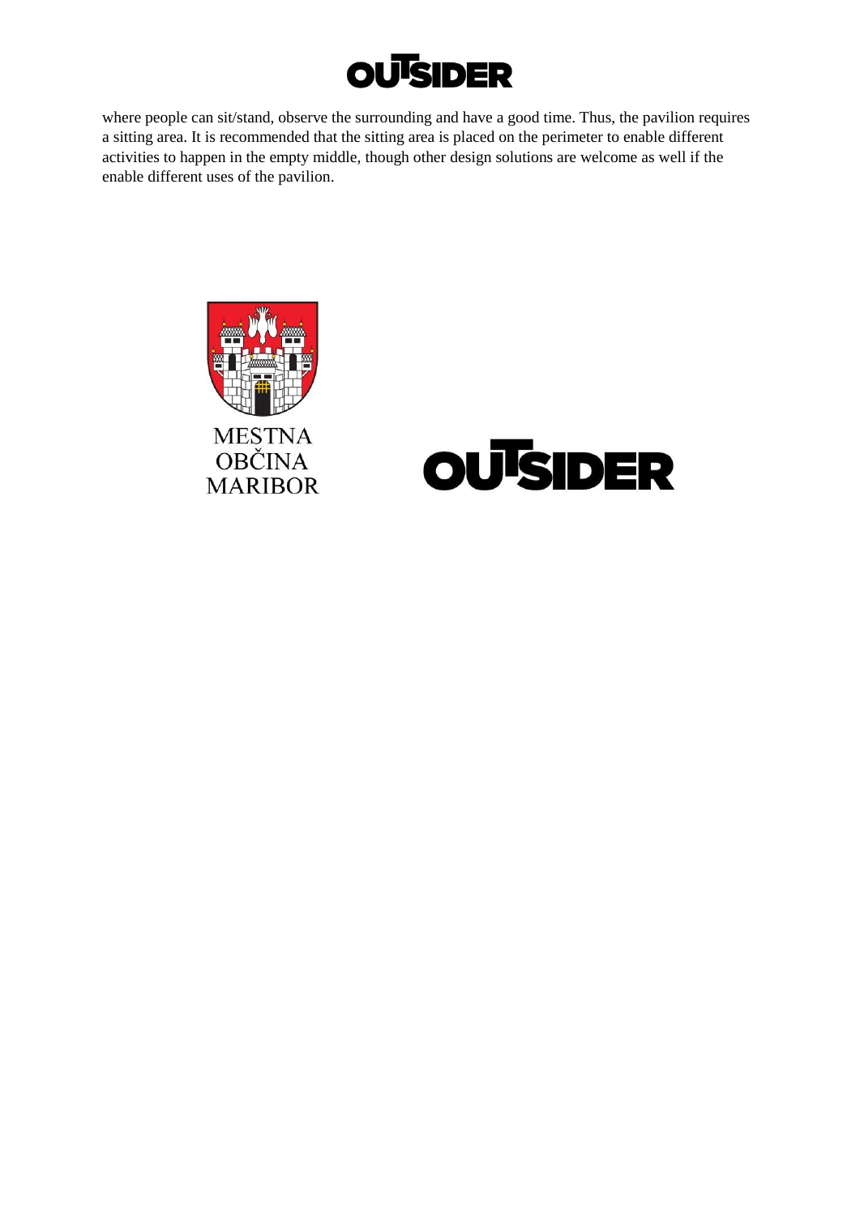where people can sit/stand, observe the surrounding and have a good time. Thus, the pavilion requires a sitting area. It is recommended that the sitting area is placed on the perimeter to enable different activities to happen in the empty middle, though other design solutions are welcome as well if the enable different uses of the pavilion.

MESTNA
OBČINA
MARIBOR

OUTSIDER